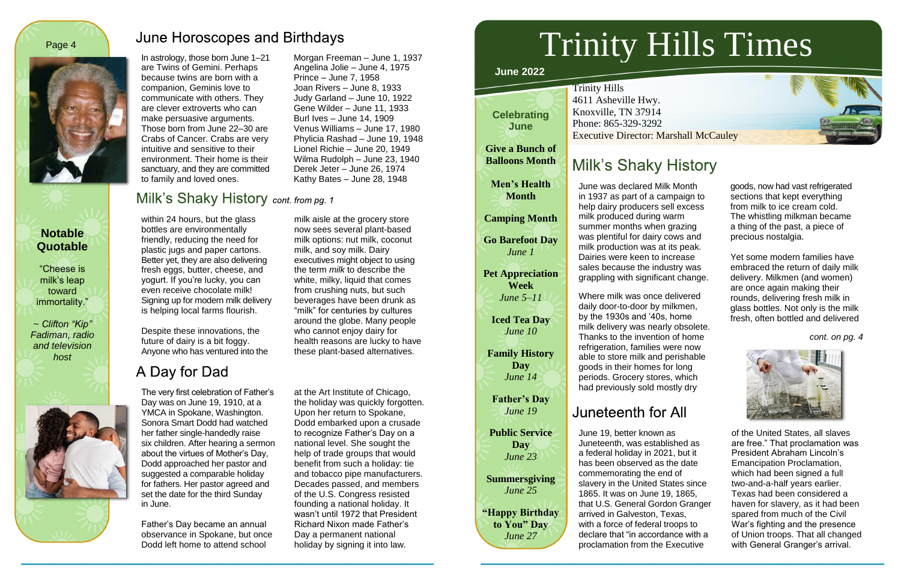## June Horoscopes and Birthdays

In astrology, those born June 1–21 are Twins of Gemini. Perhaps because twins are born with a companion, Geminis love to communicate with others. They are clever extroverts who can make persuasive arguments. Those born from June 22–30 are Crabs of Cancer. Crabs are very intuitive and sensitive to their environment. Their home is their sanctuary, and they are committed to family and loved ones.

Morgan Freeman – June 1, 1937
Angelina Jolie – June 4, 1975
Prince – June 7, 1958
Joan Rivers – June 8, 1933
Judy Garland – June 10, 1922
Gene Wilder – June 11, 1933
Burl Ives – June 14, 1909
Venus Williams – June 17, 1980
Phylicia Rashad – June 19, 1948
Lionel Richie – June 20, 1949
Wilma Rudolph – June 23, 1940
Derek Jeter – June 26, 1974
Kathy Bates – June 28, 1948

### Notable Quotable

"Cheese is milk's leap toward immortality."

*~ Clifton "Kip" Fadiman, radio and television host*

## Milk's Shaky History *cont. from pg. 1*

within 24 hours, but the glass bottles are environmentally friendly, reducing the need for plastic jugs and paper cartons. Better yet, they are also delivering fresh eggs, butter, cheese, and yogurt. If you're lucky, you can even receive chocolate milk! Signing up for modern milk delivery is helping local farms flourish.

Despite these innovations, the future of dairy is a bit foggy. Anyone who has ventured into the milk aisle at the grocery store now sees several plant-based milk options: nut milk, coconut milk, and soy milk. Dairy executives might object to using the term *milk* to describe the white, milky, liquid that comes from crushing nuts, but such beverages have been drunk as "milk" for centuries by cultures around the globe. Many people who cannot enjoy dairy for health reasons are lucky to have these plant-based alternatives.

## A Day for Dad

The very first celebration of Father's Day was on June 19, 1910, at a YMCA in Spokane, Washington. Sonora Smart Dodd had watched her father single-handedly raise six children. After hearing a sermon about the virtues of Mother's Day, Dodd approached her pastor and suggested a comparable holiday for fathers. Her pastor agreed and set the date for the third Sunday in June.

Father's Day became an annual observance in Spokane, but once Dodd left home to attend school at the Art Institute of Chicago, the holiday was quickly forgotten. Upon her return to Spokane, Dodd embarked upon a crusade to recognize Father's Day on a national level. She sought the help of trade groups that would benefit from such a holiday: tie and tobacco pipe manufacturers. Decades passed, and members of the U.S. Congress resisted founding a national holiday. It wasn't until 1972 that President Richard Nixon made Father's Day a permanent national holiday by signing it into law.

# Trinity Hills Times

**June 2022**

Trinity Hills
4611 Asheville Hwy.
Knoxville, TN 37914
Phone: 865-329-3292
Executive Director: Marshall McCauley

### Celebrating June

**Give a Bunch of Balloons Month**

**Men's Health Month**

**Camping Month**

**Go Barefoot Day**
*June 1*

**Pet Appreciation Week**
*June 5–11*

**Iced Tea Day**
*June 10*

**Family History Day**
*June 14*

**Father's Day**
*June 19*

**Public Service Day**
*June 23*

**Summersgiving**
*June 25*

**"Happy Birthday to You" Day**
*June 27*

## Milk's Shaky History

June was declared Milk Month in 1937 as part of a campaign to help dairy producers sell excess milk produced during warm summer months when grazing was plentiful for dairy cows and milk production was at its peak. Dairies were keen to increase sales because the industry was grappling with significant change.

Where milk was once delivered daily door-to-door by milkmen, by the 1930s and '40s, home milk delivery was nearly obsolete. Thanks to the invention of home refrigeration, families were now able to store milk and perishable goods in their homes for long periods. Grocery stores, which had previously sold mostly dry goods, now had vast refrigerated sections that kept everything from milk to ice cream cold. The whistling milkman became a thing of the past, a piece of precious nostalgia.

Yet some modern families have embraced the return of daily milk delivery. Milkmen (and women) are once again making their rounds, delivering fresh milk in glass bottles. Not only is the milk fresh, often bottled and delivered

*cont. on pg. 4*

## Juneteenth for All

June 19, better known as Juneteenth, was established as a federal holiday in 2021, but it has been observed as the date commemorating the end of slavery in the United States since 1865. It was on June 19, 1865, that U.S. General Gordon Granger arrived in Galveston, Texas, with a force of federal troops to declare that "in accordance with a proclamation from the Executive of the United States, all slaves are free." That proclamation was President Abraham Lincoln's Emancipation Proclamation, which had been signed a full two-and-a-half years earlier. Texas had been considered a haven for slavery, as it had been spared from much of the Civil War's fighting and the presence of Union troops. That all changed with General Granger's arrival.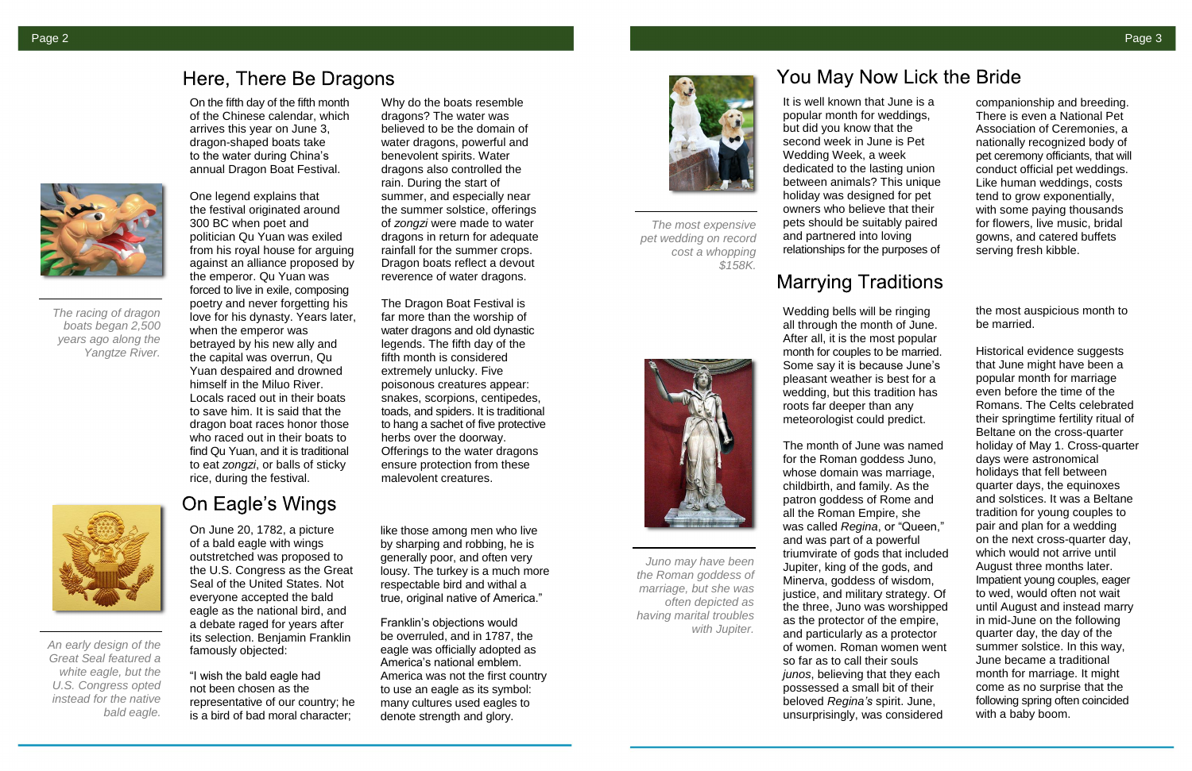## Here, There Be Dragons

On the fifth day of the fifth month of the Chinese calendar, which arrives this year on June 3, dragon-shaped boats take to the water during China's annual Dragon Boat Festival.

One legend explains that the festival originated around 300 BC when poet and politician Qu Yuan was exiled from his royal house for arguing against an alliance proposed by the emperor. Qu Yuan was forced to live in exile, composing poetry and never forgetting his love for his dynasty. Years later, when the emperor was betrayed by his new ally and the capital was overrun, Qu Yuan despaired and drowned himself in the Miluo River. Locals raced out in their boats to save him. It is said that the dragon boat races honor those who raced out in their boats to find Qu Yuan, and it is traditional to eat *zongzi*, or balls of sticky rice, during the festival.

Why do the boats resemble dragons? The water was believed to be the domain of water dragons, powerful and benevolent spirits. Water dragons also controlled the rain. During the start of summer, and especially near the summer solstice, offerings of *zongzi* were made to water dragons in return for adequate rainfall for the summer crops. Dragon boats reflect a devout reverence of water dragons.

The Dragon Boat Festival is far more than the worship of water dragons and old dynastic legends. The fifth day of the fifth month is considered extremely unlucky. Five poisonous creatures appear: snakes, scorpions, centipedes, toads, and spiders. It is traditional to hang a sachet of five protective herbs over the doorway. Offerings to the water dragons ensure protection from these malevolent creatures.

*The racing of dragon boats began 2,500 years ago along the Yangtze River.*

## On Eagle's Wings

On June 20, 1782, a picture of a bald eagle with wings outstretched was proposed to the U.S. Congress as the Great Seal of the United States. Not everyone accepted the bald eagle as the national bird, and a debate raged for years after its selection. Benjamin Franklin famously objected:

"I wish the bald eagle had not been chosen as the representative of our country; he is a bird of bad moral character; like those among men who live by sharping and robbing, he is generally poor, and often very lousy. The turkey is a much more respectable bird and withal a true, original native of America."

Franklin's objections would be overruled, and in 1787, the eagle was officially adopted as America's national emblem. America was not the first country to use an eagle as its symbol: many cultures used eagles to denote strength and glory.

*An early design of the Great Seal featured a white eagle, but the U.S. Congress opted instead for the native bald eagle.*

## You May Now Lick the Bride

It is well known that June is a popular month for weddings, but did you know that the second week in June is Pet Wedding Week, a week dedicated to the lasting union between animals? This unique holiday was designed for pet owners who believe that their pets should be suitably paired and partnered into loving relationships for the purposes of companionship and breeding. There is even a National Pet Association of Ceremonies, a nationally recognized body of pet ceremony officiants, that will conduct official pet weddings. Like human weddings, costs tend to grow exponentially, with some paying thousands for flowers, live music, bridal gowns, and catered buffets serving fresh kibble.

*The most expensive pet wedding on record cost a whopping $158K.*

## Marrying Traditions

Wedding bells will be ringing all through the month of June. After all, it is the most popular month for couples to be married. Some say it is because June's pleasant weather is best for a wedding, but this tradition has roots far deeper than any meteorologist could predict.

The month of June was named for the Roman goddess Juno, whose domain was marriage, childbirth, and family. As the patron goddess of Rome and all the Roman Empire, she was called *Regina*, or "Queen," and was part of a powerful triumvirate of gods that included Jupiter, king of the gods, and Minerva, goddess of wisdom, justice, and military strategy. Of the three, Juno was worshipped as the protector of the empire, and particularly as a protector of women. Roman women went so far as to call their souls *junos*, believing that they each possessed a small bit of their beloved *Regina's* spirit. June, unsurprisingly, was considered the most auspicious month to be married.

Historical evidence suggests that June might have been a popular month for marriage even before the time of the Romans. The Celts celebrated their springtime fertility ritual of Beltane on the cross-quarter holiday of May 1. Cross-quarter days were astronomical holidays that fell between quarter days, the equinoxes and solstices. It was a Beltane tradition for young couples to pair and plan for a wedding on the next cross-quarter day, which would not arrive until August three months later. Impatient young couples, eager to wed, would often not wait until August and instead marry in mid-June on the following quarter day, the day of the summer solstice. In this way, June became a traditional month for marriage. It might come as no surprise that the following spring often coincided with a baby boom.

*Juno may have been the Roman goddess of marriage, but she was often depicted as having marital troubles with Jupiter.*